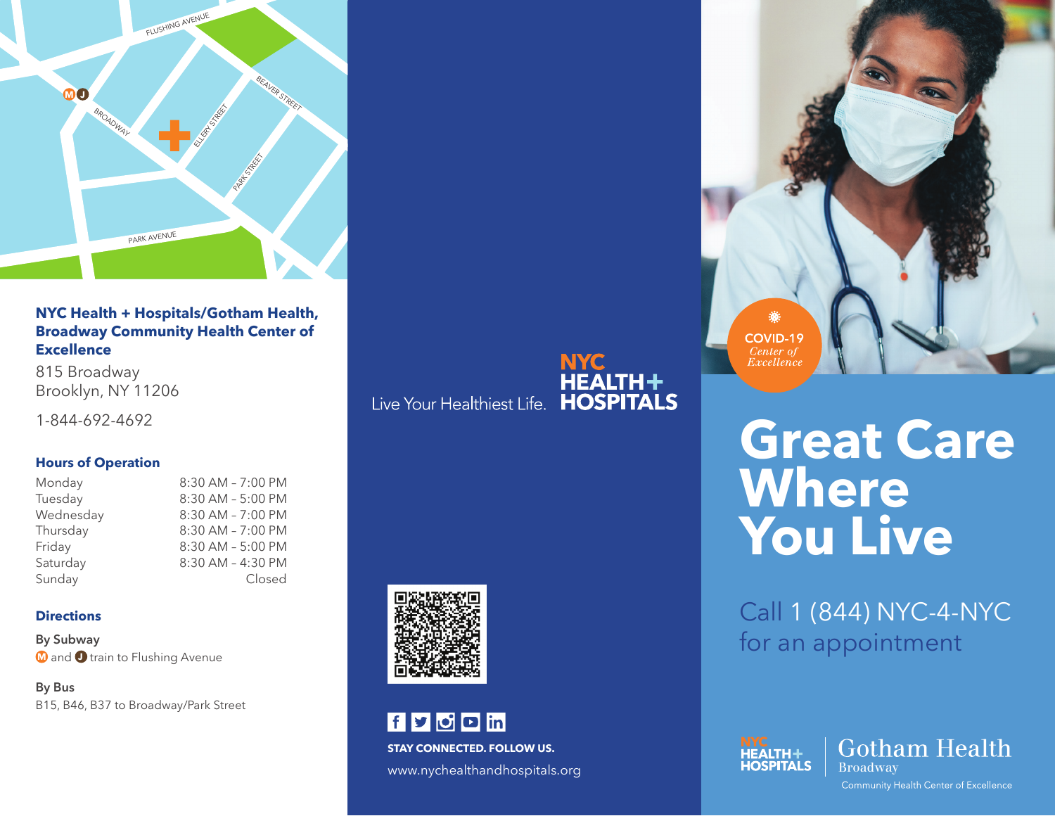**NYC Health + Hospitals/Gotham Health, Broadway Community Health Center of Excellence**

815 Broadway
Brooklyn, NY 11206

1-844-692-4692

### Hours of Operation

| Day | Hours |
|---|---|
| Monday | 8:30 AM – 7:00 PM |
| Tuesday | 8:30 AM – 5:00 PM |
| Wednesday | 8:30 AM – 7:00 PM |
| Thursday | 8:30 AM – 7:00 PM |
| Friday | 8:30 AM – 5:00 PM |
| Saturday | 8:30 AM – 4:30 PM |
| Sunday | Closed |

### Directions

**By Subway**

M and J train to Flushing Avenue

**By Bus**

B15, B46, B37 to Broadway/Park Street

Live Your Healthiest Life. NYC HEALTH+ HOSPITALS

STAY CONNECTED. FOLLOW US.

www.nychealthandhospitals.org

COVID-19 *Center of Excellence*

# Great Care Where You Live

Call 1 (844) NYC-4-NYC for an appointment

NYC HEALTH+ HOSPITALS | Gotham Health Broadway Community Health Center of Excellence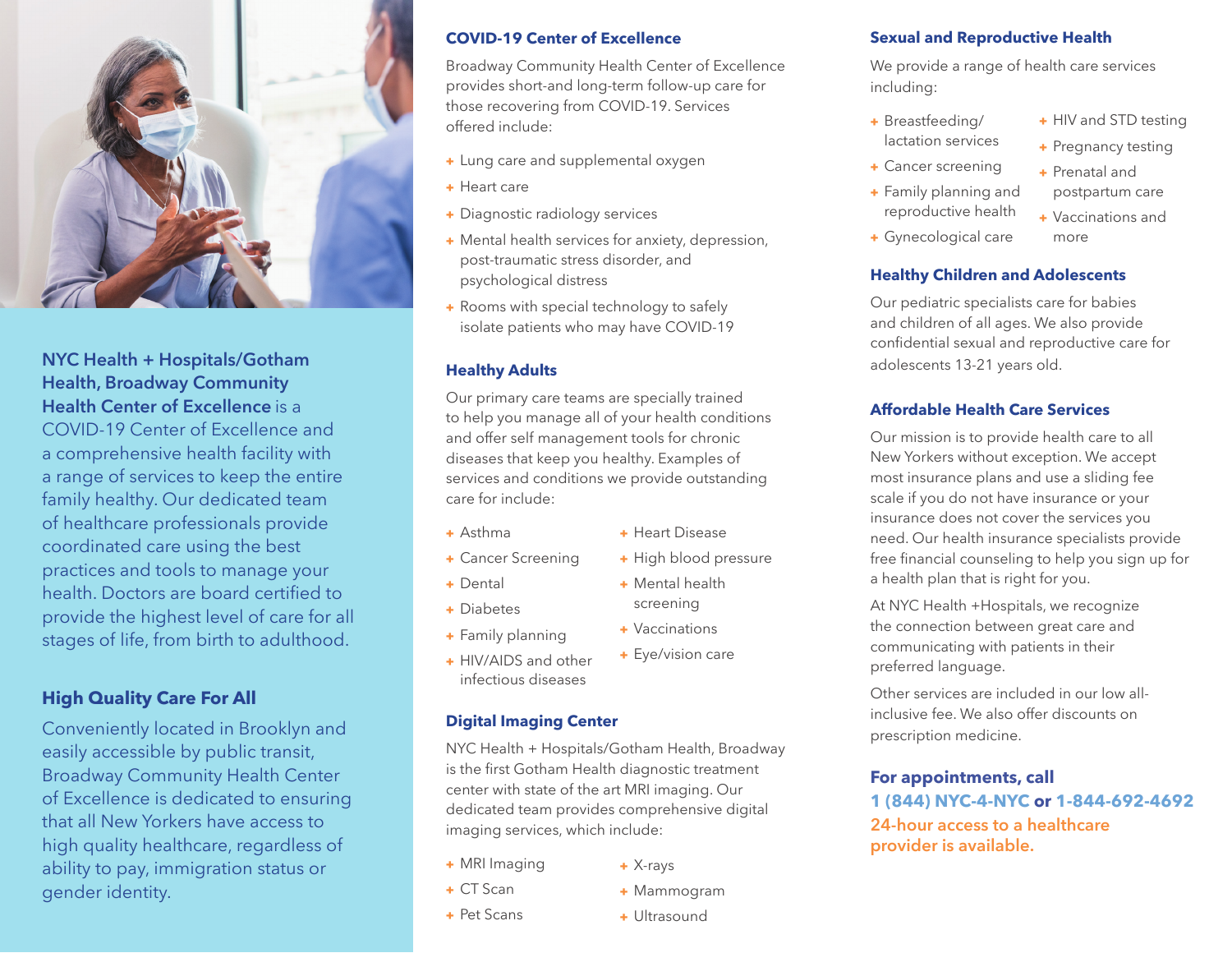**NYC Health + Hospitals/Gotham Health, Broadway Community Health Center of Excellence** is a COVID-19 Center of Excellence and a comprehensive health facility with a range of services to keep the entire family healthy. Our dedicated team of healthcare professionals provide coordinated care using the best practices and tools to manage your health. Doctors are board certified to provide the highest level of care for all stages of life, from birth to adulthood.

## High Quality Care For All

Conveniently located in Brooklyn and easily accessible by public transit, Broadway Community Health Center of Excellence is dedicated to ensuring that all New Yorkers have access to high quality healthcare, regardless of ability to pay, immigration status or gender identity.

## COVID-19 Center of Excellence

Broadway Community Health Center of Excellence provides short-and long-term follow-up care for those recovering from COVID-19. Services offered include:

- Lung care and supplemental oxygen
- Heart care
- Diagnostic radiology services
- Mental health services for anxiety, depression, post-traumatic stress disorder, and psychological distress
- Rooms with special technology to safely isolate patients who may have COVID-19

## Healthy Adults

Our primary care teams are specially trained to help you manage all of your health conditions and offer self management tools for chronic diseases that keep you healthy. Examples of services and conditions we provide outstanding care for include:

- Asthma
- Cancer Screening
- Dental
- Diabetes
- Family planning
- HIV/AIDS and other infectious diseases
- Heart Disease
- High blood pressure
- Mental health screening
- Vaccinations
- Eye/vision care

## Digital Imaging Center

NYC Health + Hospitals/Gotham Health, Broadway is the first Gotham Health diagnostic treatment center with state of the art MRI imaging. Our dedicated team provides comprehensive digital imaging services, which include:

- MRI Imaging
- CT Scan
- Pet Scans
- X-rays
- Mammogram
- Ultrasound

## Sexual and Reproductive Health

We provide a range of health care services including:

- Breastfeeding/ lactation services
- Cancer screening
- Family planning and reproductive health
- Gynecological care
- HIV and STD testing
- Pregnancy testing
- Prenatal and postpartum care
- Vaccinations and more

## Healthy Children and Adolescents

Our pediatric specialists care for babies and children of all ages. We also provide confidential sexual and reproductive care for adolescents 13-21 years old.

## Affordable Health Care Services

Our mission is to provide health care to all New Yorkers without exception. We accept most insurance plans and use a sliding fee scale if you do not have insurance or your insurance does not cover the services you need. Our health insurance specialists provide free financial counseling to help you sign up for a health plan that is right for you.

At NYC Health +Hospitals, we recognize the connection between great care and communicating with patients in their preferred language.

Other services are included in our low all-inclusive fee. We also offer discounts on prescription medicine.

**For appointments, call**
**1 (844) NYC-4-NYC or 1-844-692-4692**
**24-hour access to a healthcare provider is available.**